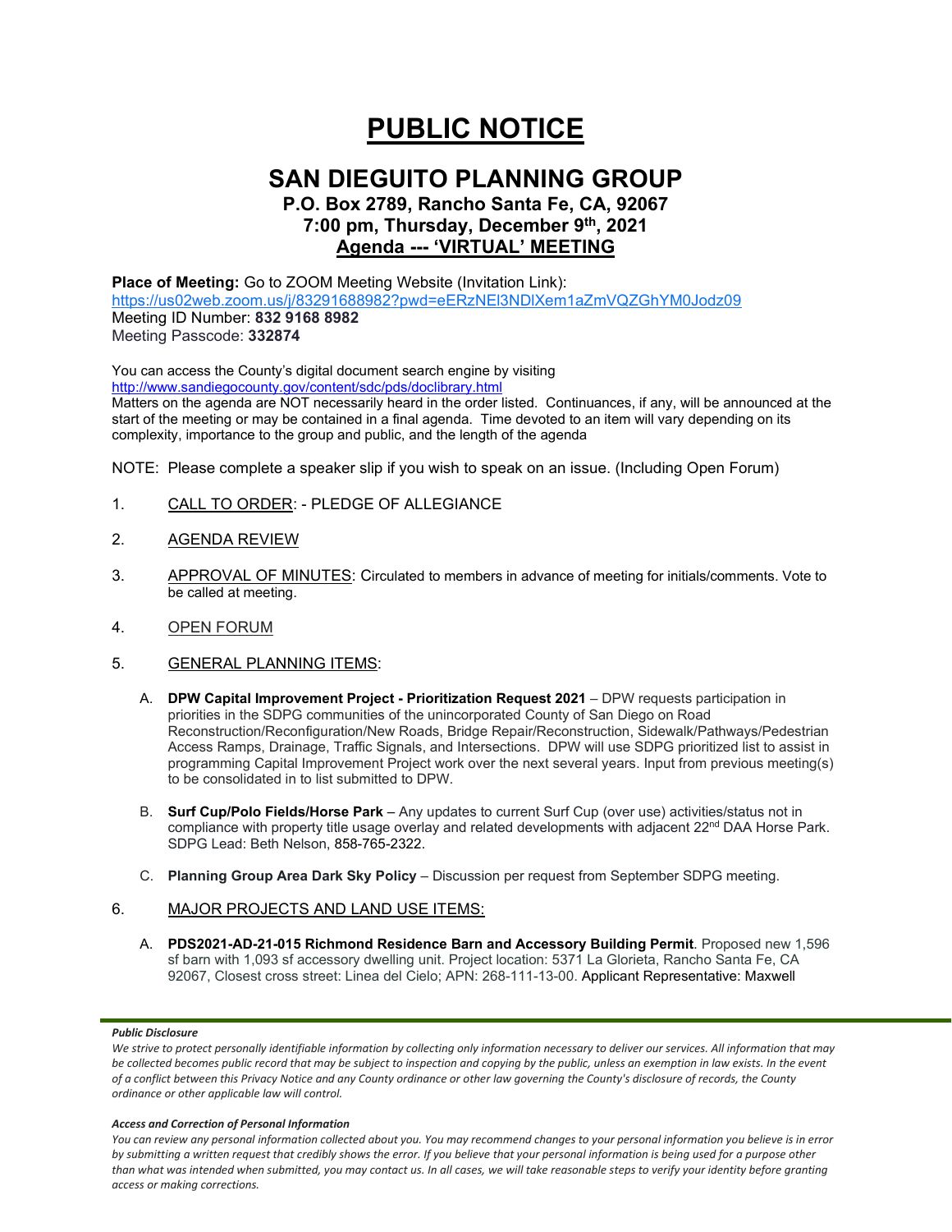# PUBLIC NOTICE

## SAN DIEGUITO PLANNING GROUP

### P.O. Box 2789, Rancho Santa Fe, CA, 92067
### 7:00 pm, Thursday, December 9th, 2021
### Agenda --- 'VIRTUAL' MEETING

**Place of Meeting:** Go to ZOOM Meeting Website (Invitation Link):
https://us02web.zoom.us/j/83291688982?pwd=eERzNEl3NDlXem1aZmVQZGhYM0Jodz09
Meeting ID Number: **832 9168 8982**
Meeting Passcode: **332874**

You can access the County's digital document search engine by visiting
http://www.sandiegocounty.gov/content/sdc/pds/doclibrary.html
Matters on the agenda are NOT necessarily heard in the order listed. Continuances, if any, will be announced at the start of the meeting or may be contained in a final agenda. Time devoted to an item will vary depending on its complexity, importance to the group and public, and the length of the agenda

NOTE: Please complete a speaker slip if you wish to speak on an issue. (Including Open Forum)

1. CALL TO ORDER: - PLEDGE OF ALLEGIANCE

2. AGENDA REVIEW

3. APPROVAL OF MINUTES: Circulated to members in advance of meeting for initials/comments. Vote to be called at meeting.

4. OPEN FORUM

5. GENERAL PLANNING ITEMS:

   A. **DPW Capital Improvement Project - Prioritization Request 2021** – DPW requests participation in priorities in the SDPG communities of the unincorporated County of San Diego on Road Reconstruction/Reconfiguration/New Roads, Bridge Repair/Reconstruction, Sidewalk/Pathways/Pedestrian Access Ramps, Drainage, Traffic Signals, and Intersections. DPW will use SDPG prioritized list to assist in programming Capital Improvement Project work over the next several years. Input from previous meeting(s) to be consolidated in to list submitted to DPW.

   B. **Surf Cup/Polo Fields/Horse Park** – Any updates to current Surf Cup (over use) activities/status not in compliance with property title usage overlay and related developments with adjacent 22nd DAA Horse Park. SDPG Lead: Beth Nelson, 858-765-2322.

   C. **Planning Group Area Dark Sky Policy** – Discussion per request from September SDPG meeting.

6. MAJOR PROJECTS AND LAND USE ITEMS:

   A. **PDS2021-AD-21-015 Richmond Residence Barn and Accessory Building Permit**. Proposed new 1,596 sf barn with 1,093 sf accessory dwelling unit. Project location: 5371 La Glorieta, Rancho Santa Fe, CA 92067, Closest cross street: Linea del Cielo; APN: 268-111-13-00. Applicant Representative: Maxwell

***Public Disclosure***

*We strive to protect personally identifiable information by collecting only information necessary to deliver our services. All information that may be collected becomes public record that may be subject to inspection and copying by the public, unless an exemption in law exists. In the event of a conflict between this Privacy Notice and any County ordinance or other law governing the County's disclosure of records, the County ordinance or other applicable law will control.*

***Access and Correction of Personal Information***

*You can review any personal information collected about you. You may recommend changes to your personal information you believe is in error by submitting a written request that credibly shows the error. If you believe that your personal information is being used for a purpose other than what was intended when submitted, you may contact us. In all cases, we will take reasonable steps to verify your identity before granting access or making corrections.*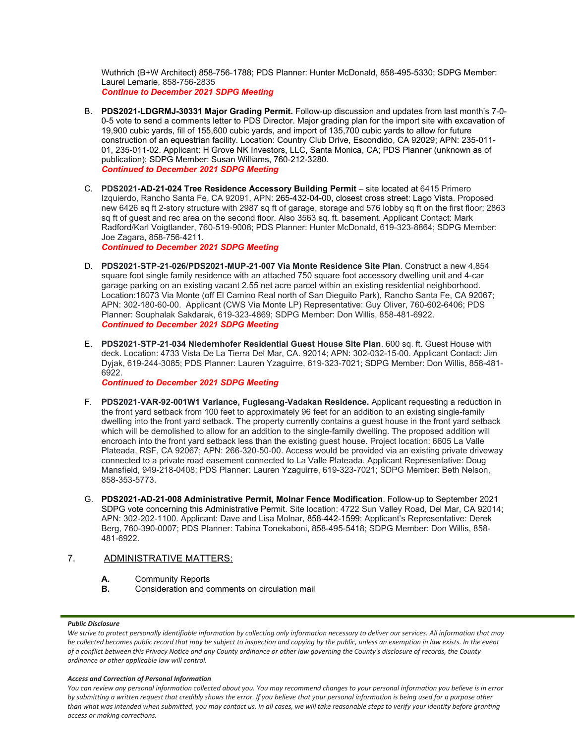Wuthrich (B+W Architect) 858-756-1788; PDS Planner: Hunter McDonald, 858-495-5330; SDPG Member: Laurel Lemarie, 858-756-2835
***Continue to December 2021 SDPG Meeting***

B. **PDS2021-LDGRMJ-30331 Major Grading Permit.** Follow-up discussion and updates from last month's 7-0-0-5 vote to send a comments letter to PDS Director. Major grading plan for the import site with excavation of 19,900 cubic yards, fill of 155,600 cubic yards, and import of 135,700 cubic yards to allow for future construction of an equestrian facility. Location: Country Club Drive, Escondido, CA 92029; APN: 235-011-01, 235-011-02. Applicant: H Grove NK Investors, LLC, Santa Monica, CA; PDS Planner (unknown as of publication); SDPG Member: Susan Williams, 760-212-3280.
***Continued to December 2021 SDPG Meeting***

C. **PDS2021-AD-21-024 Tree Residence Accessory Building Permit** – site located at 6415 Primero Izquierdo, Rancho Santa Fe, CA 92091, APN: 265-432-04-00, closest cross street: Lago Vista. Proposed new 6426 sq ft 2-story structure with 2987 sq ft of garage, storage and 576 lobby sq ft on the first floor; 2863 sq ft of guest and rec area on the second floor. Also 3563 sq. ft. basement. Applicant Contact: Mark Radford/Karl Voigtlander, 760-519-9008; PDS Planner: Hunter McDonald, 619-323-8864; SDPG Member: Joe Zagara, 858-756-4211.
***Continued to December 2021 SDPG Meeting***

D. **PDS2021-STP-21-026/PDS2021-MUP-21-007 Via Monte Residence Site Plan**. Construct a new 4,854 square foot single family residence with an attached 750 square foot accessory dwelling unit and 4-car garage parking on an existing vacant 2.55 net acre parcel within an existing residential neighborhood. Location:16073 Via Monte (off El Camino Real north of San Dieguito Park), Rancho Santa Fe, CA 92067; APN: 302-180-60-00. Applicant (CWS Via Monte LP) Representative: Guy Oliver, 760-602-6406; PDS Planner: Souphalak Sakdarak, 619-323-4869; SDPG Member: Don Willis, 858-481-6922.
***Continued to December 2021 SDPG Meeting***

E. **PDS2021-STP-21-034 Niedernhofer Residential Guest House Site Plan**. 600 sq. ft. Guest House with deck. Location: 4733 Vista De La Tierra Del Mar, CA. 92014; APN: 302-032-15-00. Applicant Contact: Jim Dyjak, 619-244-3085; PDS Planner: Lauren Yzaguirre, 619-323-7021; SDPG Member: Don Willis, 858-481-6922.
***Continued to December 2021 SDPG Meeting***

F. **PDS2021-VAR-92-001W1 Variance, Fuglesang-Vadakan Residence.** Applicant requesting a reduction in the front yard setback from 100 feet to approximately 96 feet for an addition to an existing single-family dwelling into the front yard setback. The property currently contains a guest house in the front yard setback which will be demolished to allow for an addition to the single-family dwelling. The proposed addition will encroach into the front yard setback less than the existing guest house. Project location: 6605 La Valle Plateada, RSF, CA 92067; APN: 266-320-50-00. Access would be provided via an existing private driveway connected to a private road easement connected to La Valle Plateada. Applicant Representative: Doug Mansfield, 949-218-0408; PDS Planner: Lauren Yzaguirre, 619-323-7021; SDPG Member: Beth Nelson, 858-353-5773.

G. **PDS2021-AD-21-008 Administrative Permit, Molnar Fence Modification**. Follow-up to September 2021 SDPG vote concerning this Administrative Permit. Site location: 4722 Sun Valley Road, Del Mar, CA 92014; APN: 302-202-1100. Applicant: Dave and Lisa Molnar, 858-442-1599; Applicant's Representative: Derek Berg, 760-390-0007; PDS Planner: Tabina Tonekaboni, 858-495-5418; SDPG Member: Don Willis, 858-481-6922.

## 7. ADMINISTRATIVE MATTERS:

**A.** Community Reports
**B.** Consideration and comments on circulation mail

***Public Disclosure***

*We strive to protect personally identifiable information by collecting only information necessary to deliver our services. All information that may be collected becomes public record that may be subject to inspection and copying by the public, unless an exemption in law exists. In the event of a conflict between this Privacy Notice and any County ordinance or other law governing the County's disclosure of records, the County ordinance or other applicable law will control.*

***Access and Correction of Personal Information***

*You can review any personal information collected about you. You may recommend changes to your personal information you believe is in error by submitting a written request that credibly shows the error. If you believe that your personal information is being used for a purpose other than what was intended when submitted, you may contact us. In all cases, we will take reasonable steps to verify your identity before granting access or making corrections.*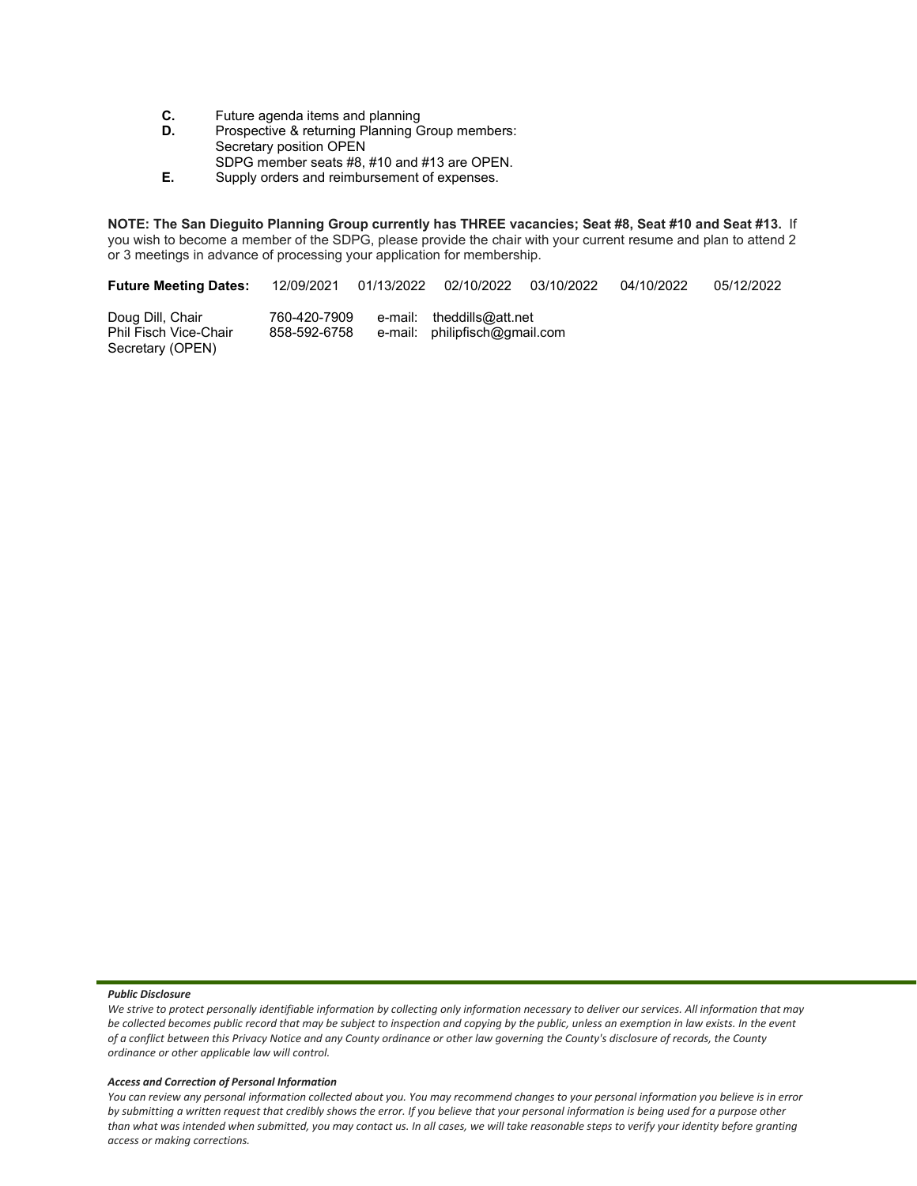**C.** Future agenda items and planning

**D.** Prospective & returning Planning Group members:
Secretary position OPEN
SDPG member seats #8, #10 and #13 are OPEN.

**E.** Supply orders and reimbursement of expenses.

**NOTE: The San Dieguito Planning Group currently has THREE vacancies; Seat #8, Seat #10 and Seat #13.** If you wish to become a member of the SDPG, please provide the chair with your current resume and plan to attend 2 or 3 meetings in advance of processing your application for membership.

**Future Meeting Dates:** 12/09/2021 01/13/2022 02/10/2022 03/10/2022 04/10/2022 05/12/2022

| | | |
|---|---|---|
| Doug Dill, Chair | 760-420-7909 | e-mail: theddills@att.net |
| Phil Fisch Vice-Chair | 858-592-6758 | e-mail: philipfisch@gmail.com |
| Secretary (OPEN) | | |

***Public Disclosure***

*We strive to protect personally identifiable information by collecting only information necessary to deliver our services. All information that may be collected becomes public record that may be subject to inspection and copying by the public, unless an exemption in law exists. In the event of a conflict between this Privacy Notice and any County ordinance or other law governing the County's disclosure of records, the County ordinance or other applicable law will control.*

***Access and Correction of Personal Information***

*You can review any personal information collected about you. You may recommend changes to your personal information you believe is in error by submitting a written request that credibly shows the error. If you believe that your personal information is being used for a purpose other than what was intended when submitted, you may contact us. In all cases, we will take reasonable steps to verify your identity before granting access or making corrections.*